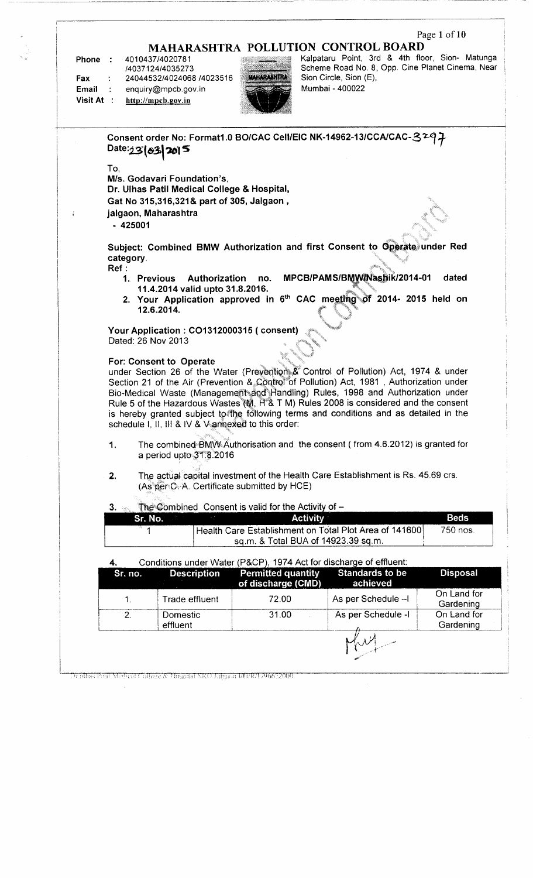# MAHARASHTRA POLLUTION CONTROL BOARD

**Phone** : 4010437/4020781 /4037124/4035273
**Fax** : 24044532/4024068 /4023516
**Email** : enquiry@mpcb.gov.in
**Visit At** : http://mpcb.gov.in

Kalpataru Point, 3rd & 4th floor, Sion- Matunga Scheme Road No. 8, Opp. Cine Planet Cinema, Near Sion Circle, Sion (E), Mumbai - 400022

**Consent order No: Format1.0 BO/CAC Cell/EIC NK-14962-13/CCA/CAC-3297**
**Date: 23/03/2015**

To,
**M/s. Godavari Foundation's,**
**Dr. Ulhas Patil Medical College & Hospital,**
**Gat No 315,316,321& part of 305, Jalgaon ,**
**jalgaon, Maharashtra**
**- 425001**

**Subject: Combined BMW Authorization and first Consent to Operate under Red category.**

**Ref :**

1. **Previous Authorization no. MPCB/PAMS/BMW/Nashik/2014-01 dated 11.4.2014 valid upto 31.8.2016.**
2. **Your Application approved in 6th CAC meeting of 2014- 2015 held on 12.6.2014.**

**Your Application : CO1312000315 ( consent)**
Dated: 26 Nov 2013

**For: Consent to Operate**
under Section 26 of the Water (Prevention & Control of Pollution) Act, 1974 & under Section 21 of the Air (Prevention & Control of Pollution) Act, 1981 , Authorization under Bio-Medical Waste (Management and Handling) Rules, 1998 and Authorization under Rule 5 of the Hazardous Wastes (M, H & T M) Rules 2008 is considered and the consent is hereby granted subject to the following terms and conditions and as detailed in the schedule I, II, III & IV & V annexed to this order:

1. The combined BMW Authorisation and the consent ( from 4.6.2012) is granted for a period upto 31.8.2016
2. The actual capital investment of the Health Care Establishment is Rs. 45.69 crs. (As per C. A. Certificate submitted by HCE)
3. The Combined Consent is valid for the Activity of –

| Sr. No. | Activity | Beds |
|---|---|---|
| 1 | Health Care Establishment on Total Plot Area of 141600 sq.m. & Total BUA of 14923.39 sq.m. | 750 nos. |

4. Conditions under Water (P&CP), 1974 Act for discharge of effluent:

| Sr. no. | Description | Permitted quantity of discharge (CMD) | Standards to be achieved | Disposal |
|---|---|---|---|---|
| 1. | Trade effluent | 72.00 | As per Schedule –I | On Land for Gardening |
| 2. | Domestic effluent | 31.00 | As per Schedule -I | On Land for Gardening |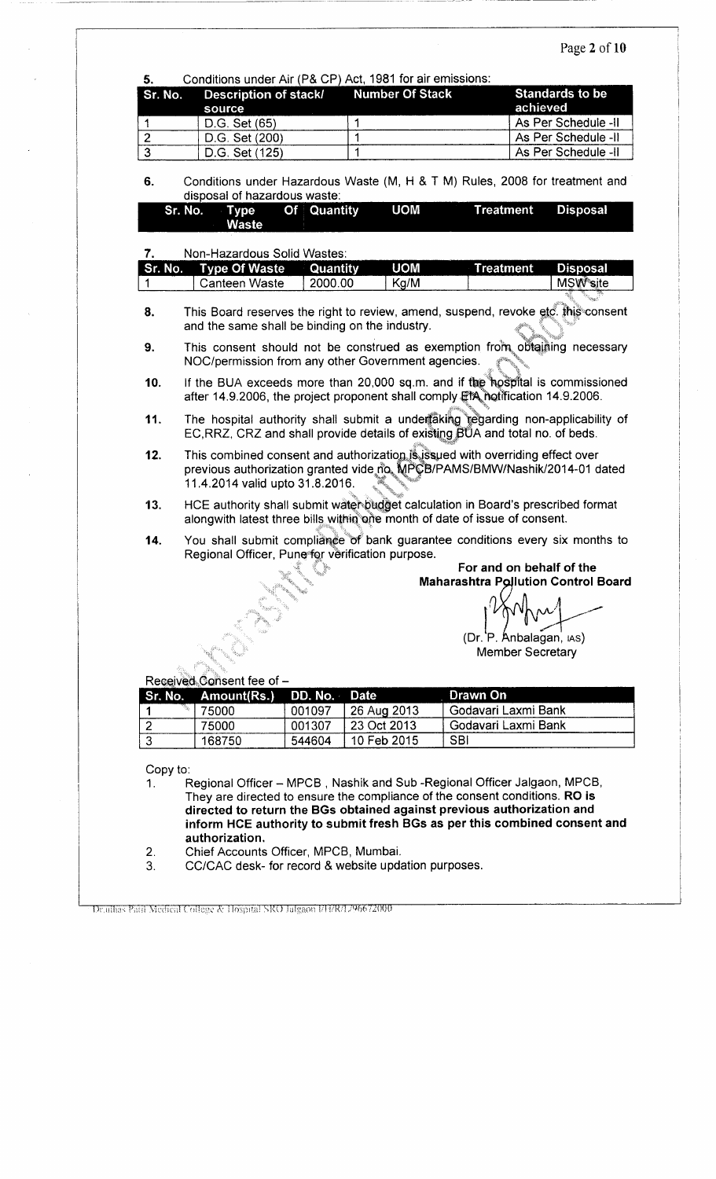5. Conditions under Air (P& CP) Act, 1981 for air emissions:

| Sr. No. | Description of stack/ source | Number Of Stack | Standards to be achieved |
|---|---|---|---|
| 1 | D.G. Set (65) | 1 | As Per Schedule -II |
| 2 | D.G. Set (200) | 1 | As Per Schedule -II |
| 3 | D.G. Set (125) | 1 | As Per Schedule -II |

6. Conditions under Hazardous Waste (M, H & T M) Rules, 2008 for treatment and disposal of hazardous waste:

| Sr. No. | Type Of Waste | Quantity | UOM | Treatment | Disposal |
|---|---|---|---|---|---|

7. Non-Hazardous Solid Wastes:

| Sr. No. | Type Of Waste | Quantity | UOM | Treatment | Disposal |
|---|---|---|---|---|---|
| 1 | Canteen Waste | 2000.00 | Kg/M | | MSW site |

8. This Board reserves the right to review, amend, suspend, revoke etc. this consent and the same shall be binding on the industry.

9. This consent should not be construed as exemption from obtaining necessary NOC/permission from any other Government agencies.

10. If the BUA exceeds more than 20,000 sq.m. and if the hospital is commissioned after 14.9.2006, the project proponent shall comply EIA notification 14.9.2006.

11. The hospital authority shall submit a undertaking regarding non-applicability of EC,RRZ, CRZ and shall provide details of existing BUA and total no. of beds.

12. This combined consent and authorization is issued with overriding effect over previous authorization granted vide no. MPCB/PAMS/BMW/Nashik/2014-01 dated 11.4.2014 valid upto 31.8.2016.

13. HCE authority shall submit water budget calculation in Board's prescribed format alongwith latest three bills within one month of date of issue of consent.

14. You shall submit compliance of bank guarantee conditions every six months to Regional Officer, Pune for verification purpose.

**For and on behalf of the Maharashtra Pollution Control Board**

(Dr. P. Anbalagan, IAS)
Member Secretary

Received Consent fee of –

| Sr. No. | Amount(Rs.) | DD. No. | Date | Drawn On |
|---|---|---|---|---|
| 1 | 75000 | 001097 | 26 Aug 2013 | Godavari Laxmi Bank |
| 2 | 75000 | 001307 | 23 Oct 2013 | Godavari Laxmi Bank |
| 3 | 168750 | 544604 | 10 Feb 2015 | SBI |

Copy to:

1. Regional Officer – MPCB , Nashik and Sub -Regional Officer Jalgaon, MPCB, They are directed to ensure the compliance of the consent conditions. **RO is directed to return the BGs obtained against previous authorization and inform HCE authority to submit fresh BGs as per this combined consent and authorization.**
2. Chief Accounts Officer, MPCB, Mumbai.
3. CC/CAC desk- for record & website updation purposes.

Dr.ulhas Patil Medical College & Hospital SRO Jalgaon I/H/R/1296672000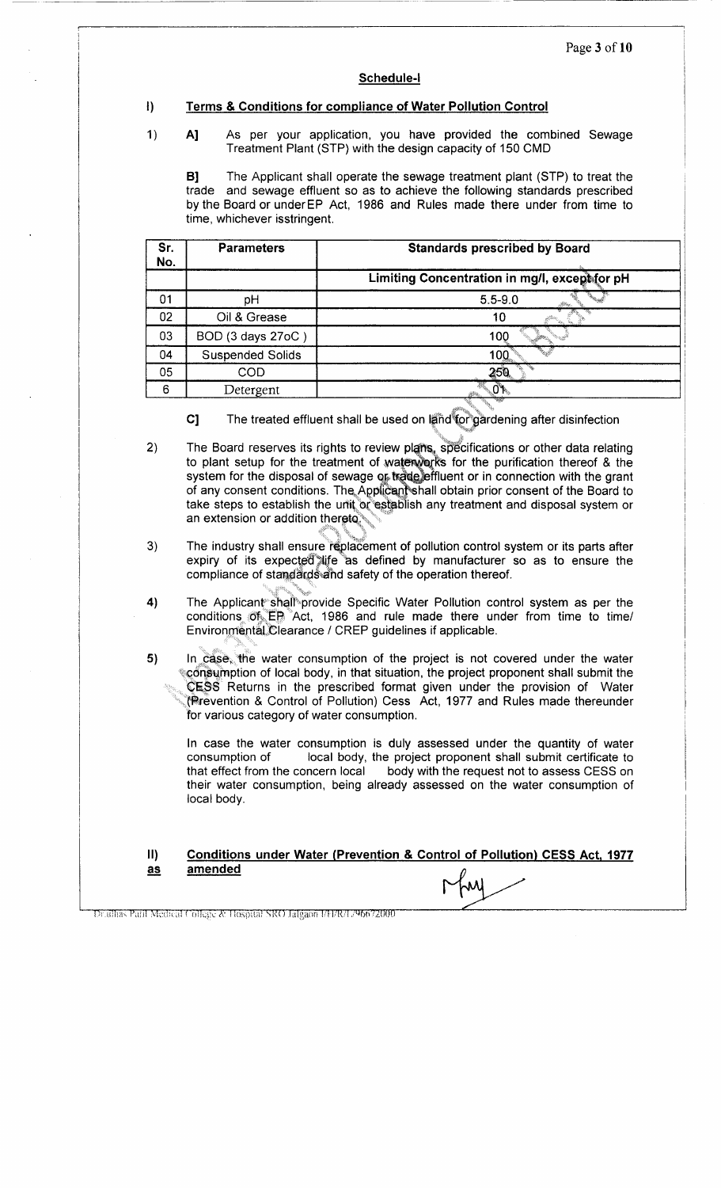## Schedule-I

### I) Terms & Conditions for compliance of Water Pollution Control

1) **A]** As per your application, you have provided the combined Sewage Treatment Plant (STP) with the design capacity of 150 CMD

**B]** The Applicant shall operate the sewage treatment plant (STP) to treat the trade and sewage effluent so as to achieve the following standards prescribed by the Board or under EP Act, 1986 and Rules made there under from time to time, whichever isstringent.

| Sr. No. | Parameters | Standards prescribed by Board |
|---|---|---|
| | | Limiting Concentration in mg/l, except for pH |
| 01 | pH | 5.5-9.0 |
| 02 | Oil & Grease | 10 |
| 03 | BOD (3 days 27oC ) | 100 |
| 04 | Suspended Solids | 100 |
| 05 | COD | 250 |
| 6 | Detergent | 01 |

**C]** The treated effluent shall be used on land for gardening after disinfection

2) The Board reserves its rights to review plans, specifications or other data relating to plant setup for the treatment of waterworks for the purification thereof & the system for the disposal of sewage or trade effluent or in connection with the grant of any consent conditions. The Applicant shall obtain prior consent of the Board to take steps to establish the unit or establish any treatment and disposal system or an extension or addition thereto.

3) The industry shall ensure replacement of pollution control system or its parts after expiry of its expected life as defined by manufacturer so as to ensure the compliance of standards and safety of the operation thereof.

4) The Applicant shall provide Specific Water Pollution control system as per the conditions of EP Act, 1986 and rule made there under from time to time/ Environmental Clearance / CREP guidelines if applicable.

5) In case, the water consumption of the project is not covered under the water consumption of local body, in that situation, the project proponent shall submit the CESS Returns in the prescribed format given under the provision of Water (Prevention & Control of Pollution) Cess Act, 1977 and Rules made thereunder for various category of water consumption.

In case the water consumption is duly assessed under the quantity of water consumption of local body, the project proponent shall submit certificate to that effect from the concern local body with the request not to assess CESS on their water consumption, being already assessed on the water consumption of local body.

### II) Conditions under Water (Prevention & Control of Pollution) CESS Act, 1977 as amended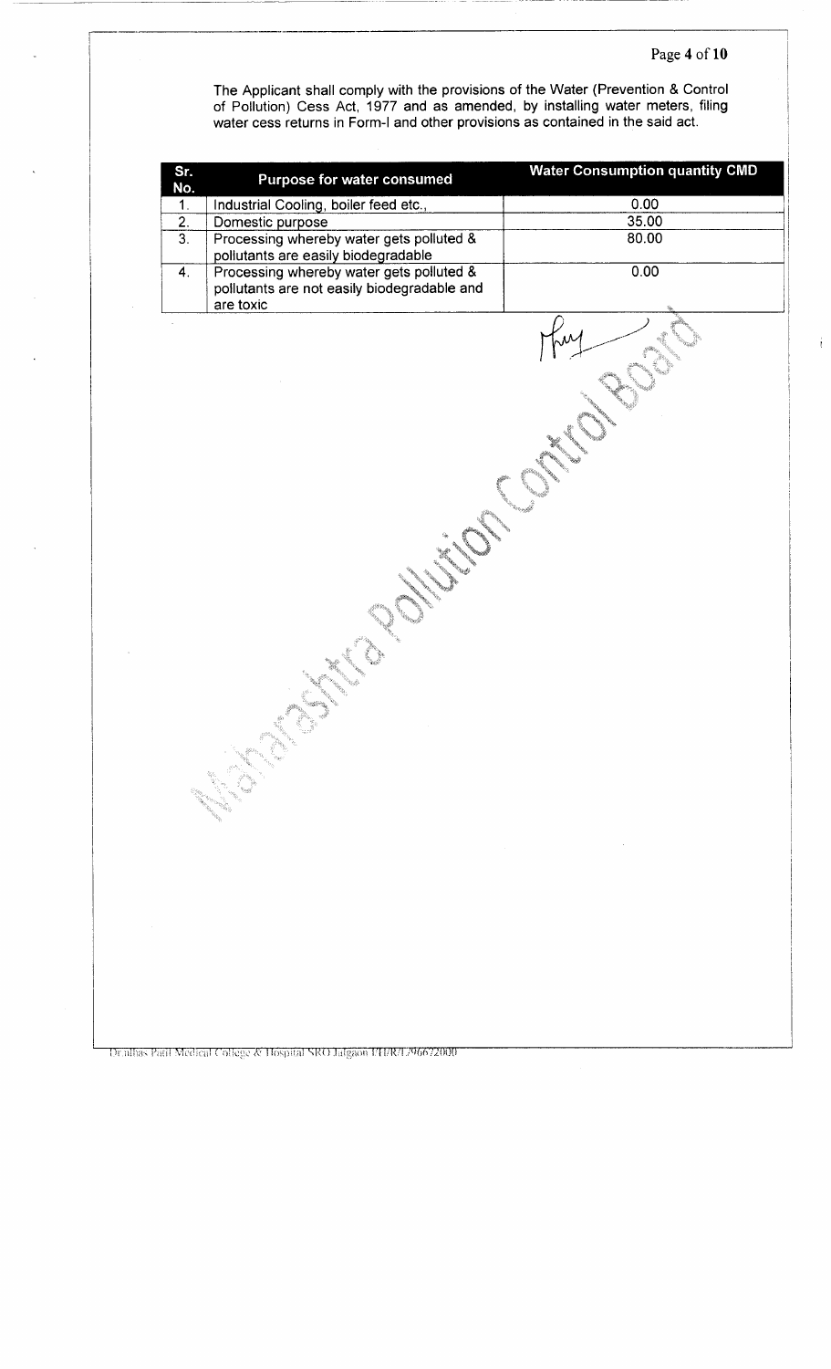The Applicant shall comply with the provisions of the Water (Prevention & Control of Pollution) Cess Act, 1977 and as amended, by installing water meters, filing water cess returns in Form-I and other provisions as contained in the said act.

| Sr. No. | Purpose for water consumed | Water Consumption quantity CMD |
|---|---|---|
| 1. | Industrial Cooling, boiler feed etc., | 0.00 |
| 2. | Domestic purpose | 35.00 |
| 3. | Processing whereby water gets polluted & pollutants are easily biodegradable | 80.00 |
| 4. | Processing whereby water gets polluted & pollutants are not easily biodegradable and are toxic | 0.00 |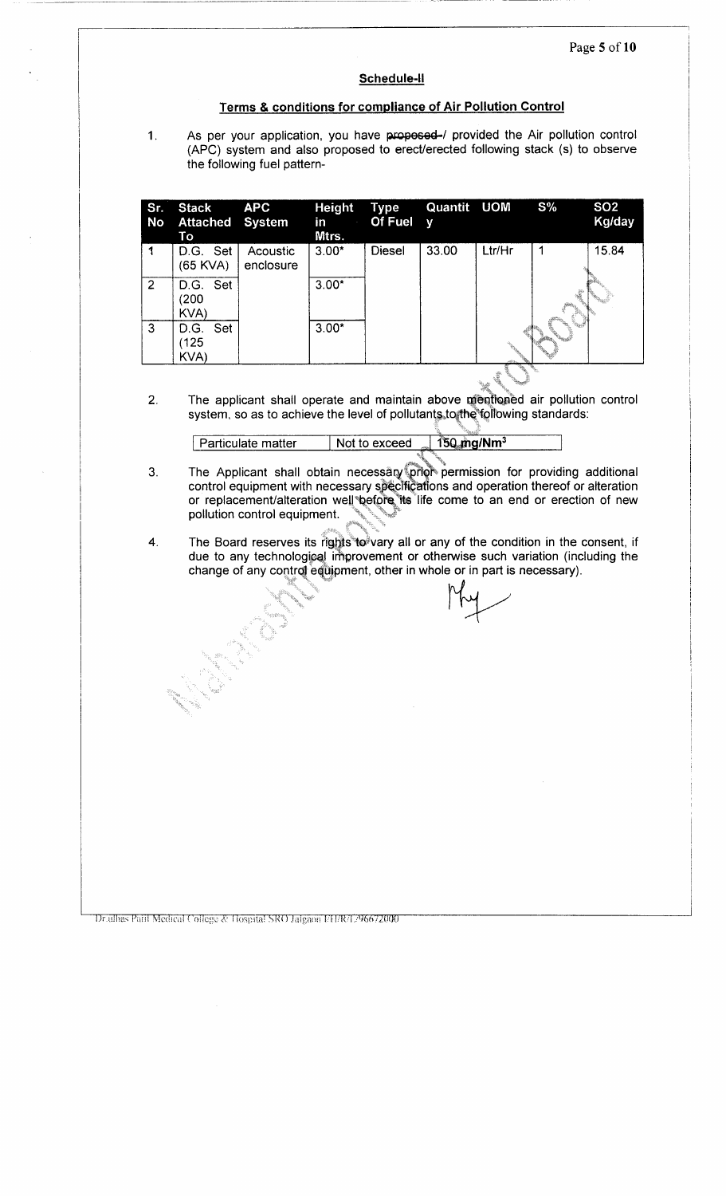## Schedule-II

### Terms & conditions for compliance of Air Pollution Control

1. As per your application, you have ~~proposed~~/ provided the Air pollution control (APC) system and also proposed to erect/erected following stack (s) to observe the following fuel pattern-

| Sr. No | Stack Attached To | APC System | Height in Mtrs. | Type Of Fuel | Quantity | UOM | S% | SO2 Kg/day |
|---|---|---|---|---|---|---|---|---|
| 1 | D.G. Set (65 KVA) | Acoustic enclosure | 3.00* | Diesel | 33.00 | Ltr/Hr | 1 | 15.84 |
| 2 | D.G. Set (200 KVA) | | 3.00* | | | | | |
| 3 | D.G. Set (125 KVA) | | 3.00* | | | | | |

2. The applicant shall operate and maintain above mentioned air pollution control system, so as to achieve the level of pollutants to the following standards:

| Particulate matter | Not to exceed | 150 mg/Nm$^3$ |
|---|---|---|

3. The Applicant shall obtain necessary prior permission for providing additional control equipment with necessary specifications and operation thereof or alteration or replacement/alteration well before its life come to an end or erection of new pollution control equipment.

4. The Board reserves its rights to vary all or any of the condition in the consent, if due to any technological improvement or otherwise such variation (including the change of any control equipment, other in whole or in part is necessary).

Dr.ulhas Patil Medical College & Hospital SRO Jalgaon I/HR/1296672000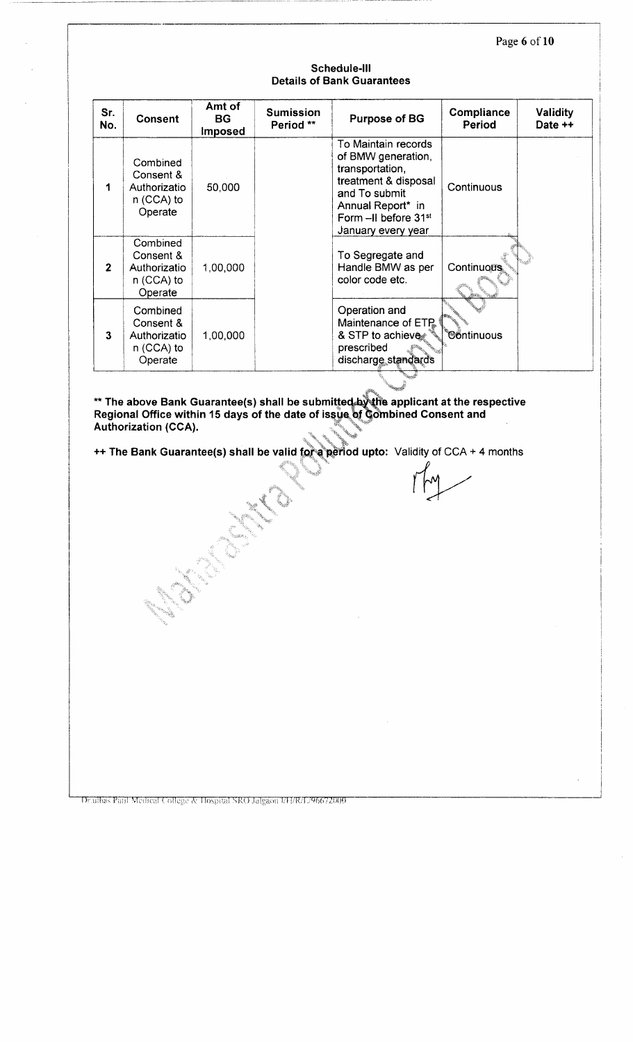## Schedule-III
## Details of Bank Guarantees

| Sr. No. | Consent | Amt of BG Imposed | Sumission Period ** | Purpose of BG | Compliance Period | Validity Date ++ |
|---|---|---|---|---|---|---|
| 1 | Combined Consent & Authorization (CCA) to Operate | 50,000 | | To Maintain records of BMW generation, transportation, treatment & disposal and To submit Annual Report* in Form –II before 31st January every year | Continuous | |
| 2 | Combined Consent & Authorization (CCA) to Operate | 1,00,000 | | To Segregate and Handle BMW as per color code etc. | Continuous | |
| 3 | Combined Consent & Authorization (CCA) to Operate | 1,00,000 | | Operation and Maintenance of ETP & STP to achieve prescribed discharge standards | Continuous | |

**\*\* The above Bank Guarantee(s) shall be submitted by the applicant at the respective Regional Office within 15 days of the date of issue of Combined Consent and Authorization (CCA).**

**++ The Bank Guarantee(s) shall be valid for a period upto:** Validity of CCA + 4 months

Dr.Ulhas Patil Medical College & Hospital SRO Jalgaon UH/R/L/96672000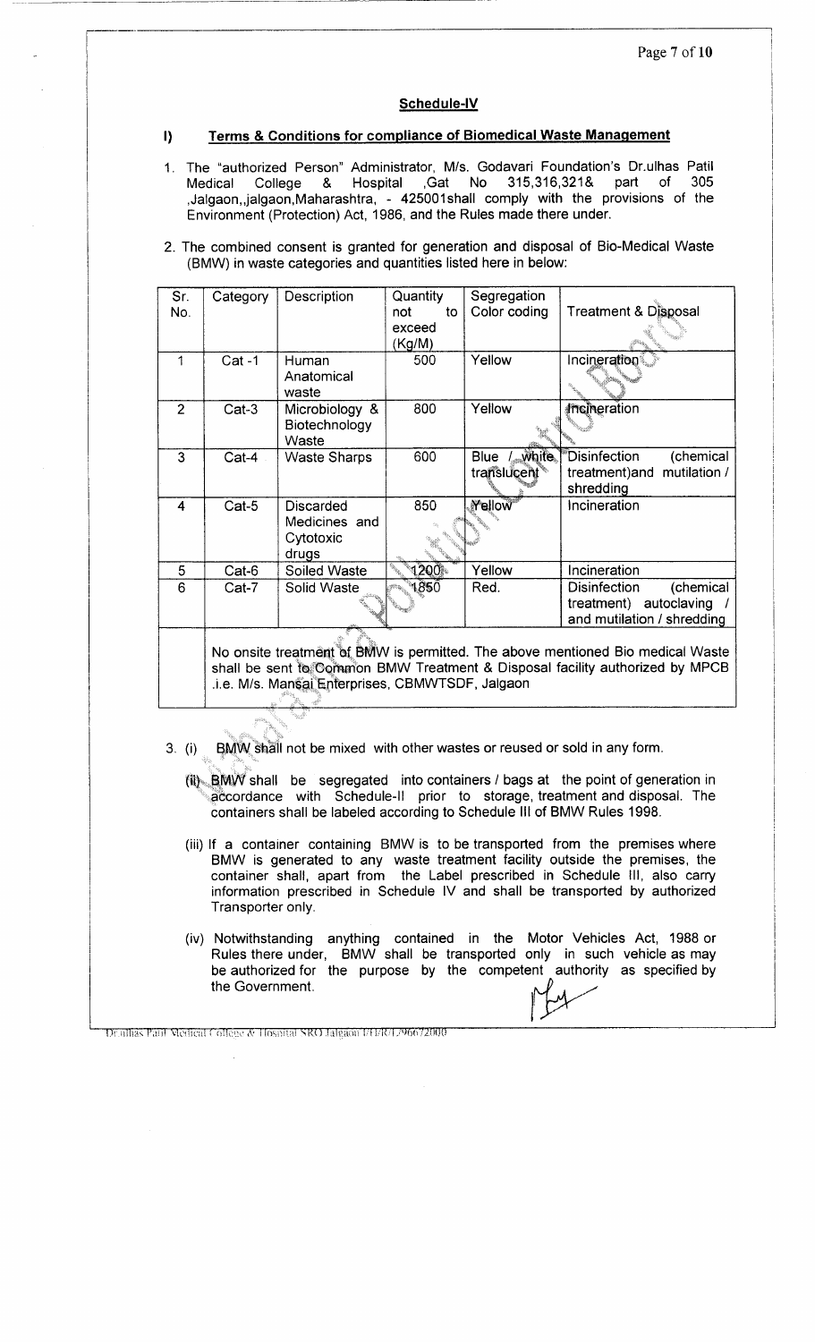## Schedule-IV

### I) Terms & Conditions for compliance of Biomedical Waste Management

1. The "authorized Person" Administrator, M/s. Godavari Foundation's Dr.ulhas Patil Medical College & Hospital ,Gat No 315,316,321& part of 305 ,Jalgaon,,jalgaon,Maharashtra, - 425001shall comply with the provisions of the Environment (Protection) Act, 1986, and the Rules made there under.

2. The combined consent is granted for generation and disposal of Bio-Medical Waste (BMW) in waste categories and quantities listed here in below:

| Sr. No. | Category | Description | Quantity not to exceed (Kg/M) | Segregation Color coding | Treatment & Disposal |
|---|---|---|---|---|---|
| 1 | Cat -1 | Human Anatomical waste | 500 | Yellow | Incineration |
| 2 | Cat-3 | Microbiology & Biotechnology Waste | 800 | Yellow | Incineration |
| 3 | Cat-4 | Waste Sharps | 600 | Blue / white translucent | Disinfection (chemical treatment)and mutilation / shredding |
| 4 | Cat-5 | Discarded Medicines and Cytotoxic drugs | 850 | Yellow | Incineration |
| 5 | Cat-6 | Soiled Waste | 1200 | Yellow | Incineration |
| 6 | Cat-7 | Solid Waste | 1850 | Red. | Disinfection (chemical treatment) autoclaving / and mutilation / shredding |
| | No onsite treatment of BMW is permitted. The above mentioned Bio medical Waste shall be sent to Common BMW Treatment & Disposal facility authorized by MPCB .i.e. M/s. Mansai Enterprises, CBMWTSDF, Jalgaon | | | | |

3. (i) BMW shall not be mixed with other wastes or reused or sold in any form.

   (ii) BMW shall be segregated into containers / bags at the point of generation in accordance with Schedule-II prior to storage, treatment and disposal. The containers shall be labeled according to Schedule III of BMW Rules 1998.

   (iii) If a container containing BMW is to be transported from the premises where BMW is generated to any waste treatment facility outside the premises, the container shall, apart from the Label prescribed in Schedule III, also carry information prescribed in Schedule IV and shall be transported by authorized Transporter only.

   (iv) Notwithstanding anything contained in the Motor Vehicles Act, 1988 or Rules there under, BMW shall be transported only in such vehicle as may be authorized for the purpose by the competent authority as specified by the Government.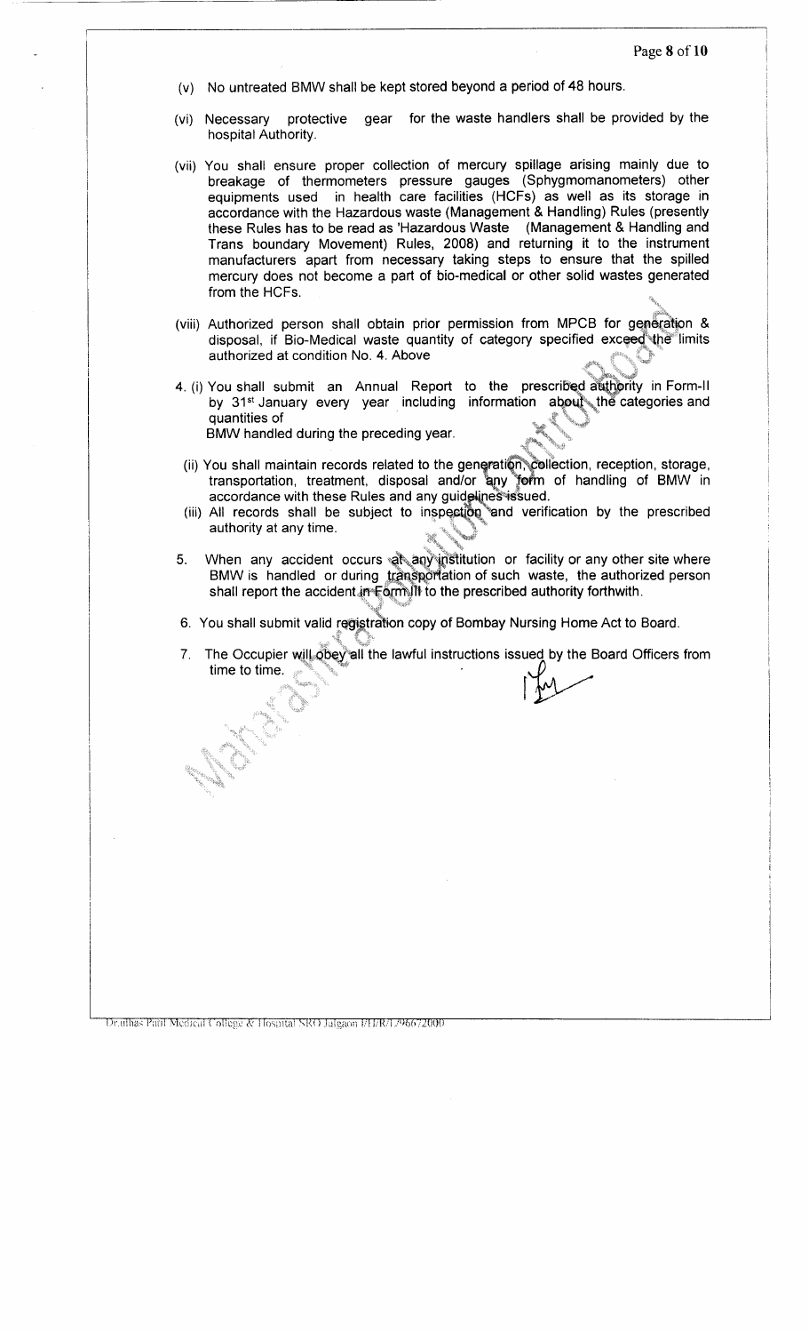(v) No untreated BMW shall be kept stored beyond a period of 48 hours.

(vi) Necessary protective gear for the waste handlers shall be provided by the hospital Authority.

(vii) You shall ensure proper collection of mercury spillage arising mainly due to breakage of thermometers pressure gauges (Sphygmomanometers) other equipments used in health care facilities (HCFs) as well as its storage in accordance with the Hazardous waste (Management & Handling) Rules (presently these Rules has to be read as 'Hazardous Waste (Management & Handling and Trans boundary Movement) Rules, 2008) and returning it to the instrument manufacturers apart from necessary taking steps to ensure that the spilled mercury does not become a part of bio-medical or other solid wastes generated from the HCFs.

(viii) Authorized person shall obtain prior permission from MPCB for generation & disposal, if Bio-Medical waste quantity of category specified exceed the limits authorized at condition No. 4. Above

4. (i) You shall submit an Annual Report to the prescribed authority in Form-II by 31st January every year including information about the categories and quantities of BMW handled during the preceding year.

(ii) You shall maintain records related to the generation, collection, reception, storage, transportation, treatment, disposal and/or any form of handling of BMW in accordance with these Rules and any guidelines issued.

(iii) All records shall be subject to inspection and verification by the prescribed authority at any time.

5. When any accident occurs at any institution or facility or any other site where BMW is handled or during transportation of such waste, the authorized person shall report the accident in Form III to the prescribed authority forthwith.

6. You shall submit valid registration copy of Bombay Nursing Home Act to Board.

7. The Occupier will obey all the lawful instructions issued by the Board Officers from time to time.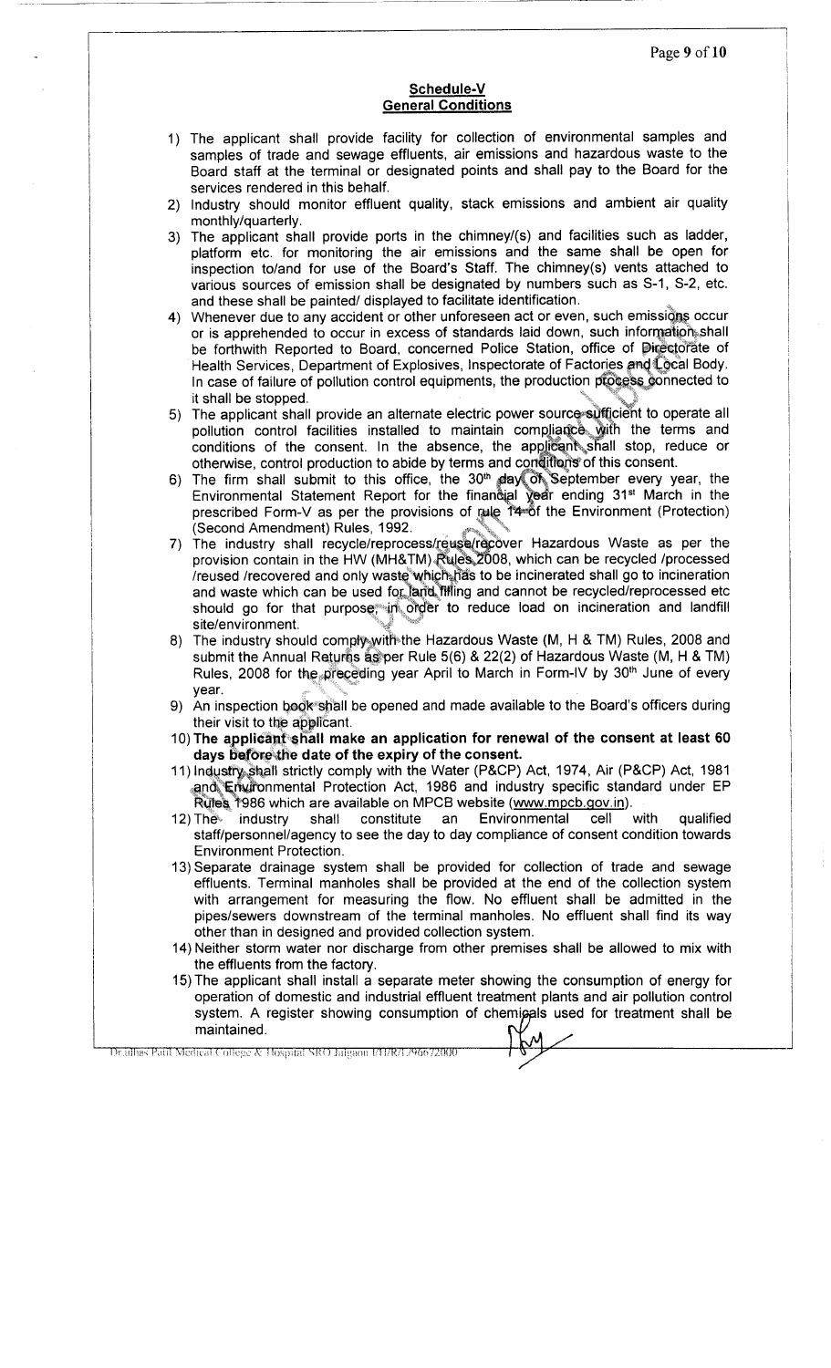## Schedule-V
## General Conditions

1) The applicant shall provide facility for collection of environmental samples and samples of trade and sewage effluents, air emissions and hazardous waste to the Board staff at the terminal or designated points and shall pay to the Board for the services rendered in this behalf.
2) Industry should monitor effluent quality, stack emissions and ambient air quality monthly/quarterly.
3) The applicant shall provide ports in the chimney/(s) and facilities such as ladder, platform etc. for monitoring the air emissions and the same shall be open for inspection to/and for use of the Board's Staff. The chimney(s) vents attached to various sources of emission shall be designated by numbers such as S-1, S-2, etc. and these shall be painted/ displayed to facilitate identification.
4) Whenever due to any accident or other unforeseen act or even, such emissions occur or is apprehended to occur in excess of standards laid down, such information shall be forthwith Reported to Board, concerned Police Station, office of Directorate of Health Services, Department of Explosives, Inspectorate of Factories and Local Body. In case of failure of pollution control equipments, the production process connected to it shall be stopped.
5) The applicant shall provide an alternate electric power source sufficient to operate all pollution control facilities installed to maintain compliance with the terms and conditions of the consent. In the absence, the applicant shall stop, reduce or otherwise, control production to abide by terms and conditions of this consent.
6) The firm shall submit to this office, the 30th day of September every year, the Environmental Statement Report for the financial year ending 31st March in the prescribed Form-V as per the provisions of rule 14 of the Environment (Protection) (Second Amendment) Rules, 1992.
7) The industry shall recycle/reprocess/reuse/recover Hazardous Waste as per the provision contain in the HW (MH&TM) Rules 2008, which can be recycled /processed /reused /recovered and only waste which has to be incinerated shall go to incineration and waste which can be used for land filling and cannot be recycled/reprocessed etc should go for that purpose, in order to reduce load on incineration and landfill site/environment.
8) The industry should comply with the Hazardous Waste (M, H & TM) Rules, 2008 and submit the Annual Returns as per Rule 5(6) & 22(2) of Hazardous Waste (M, H & TM) Rules, 2008 for the preceding year April to March in Form-IV by 30th June of every year.
9) An inspection book shall be opened and made available to the Board's officers during their visit to the applicant.
10) **The applicant shall make an application for renewal of the consent at least 60 days before the date of the expiry of the consent.**
11) Industry shall strictly comply with the Water (P&CP) Act, 1974, Air (P&CP) Act, 1981 and Environmental Protection Act, 1986 and industry specific standard under EP Rules 1986 which are available on MPCB website (www.mpcb.gov.in).
12) The industry shall constitute an Environmental cell with qualified staff/personnel/agency to see the day to day compliance of consent condition towards Environment Protection.
13) Separate drainage system shall be provided for collection of trade and sewage effluents. Terminal manholes shall be provided at the end of the collection system with arrangement for measuring the flow. No effluent shall be admitted in the pipes/sewers downstream of the terminal manholes. No effluent shall find its way other than in designed and provided collection system.
14) Neither storm water nor discharge from other premises shall be allowed to mix with the effluents from the factory.
15) The applicant shall install a separate meter showing the consumption of energy for operation of domestic and industrial effluent treatment plants and air pollution control system. A register showing consumption of chemicals used for treatment shall be maintained.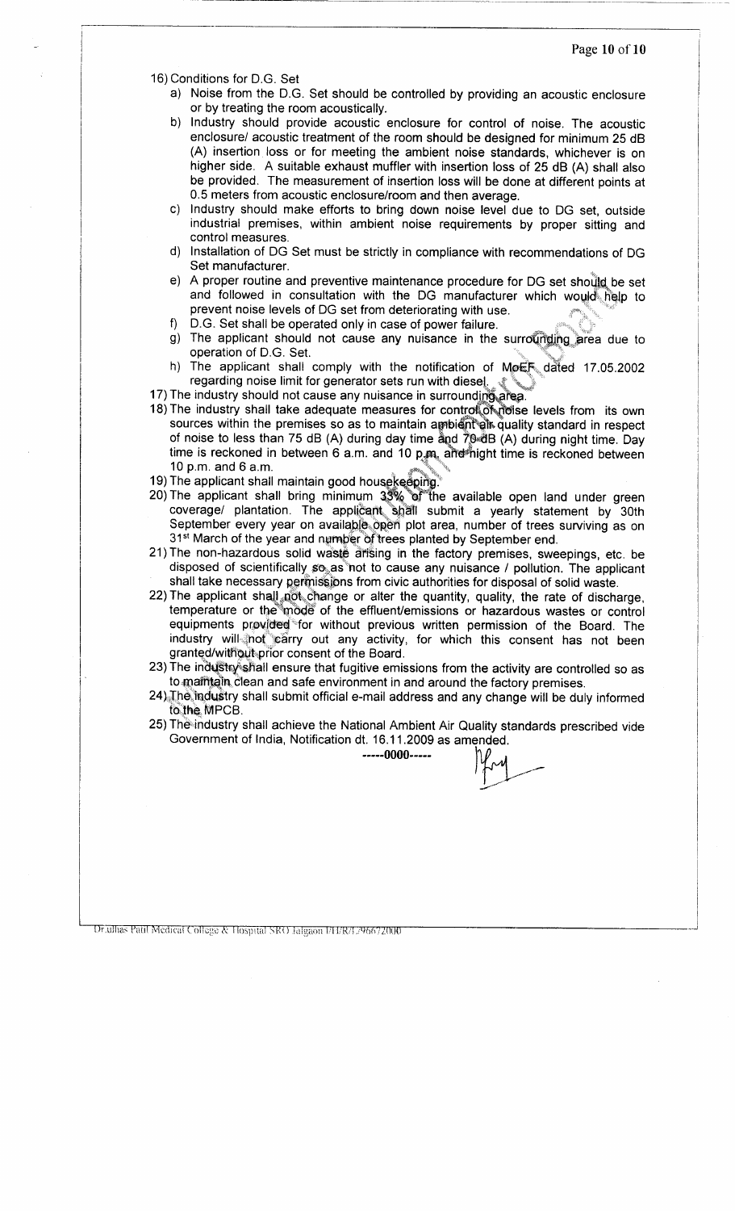16) Conditions for D.G. Set

   a) Noise from the D.G. Set should be controlled by providing an acoustic enclosure or by treating the room acoustically.
   b) Industry should provide acoustic enclosure for control of noise. The acoustic enclosure/ acoustic treatment of the room should be designed for minimum 25 dB (A) insertion loss or for meeting the ambient noise standards, whichever is on higher side. A suitable exhaust muffler with insertion loss of 25 dB (A) shall also be provided. The measurement of insertion loss will be done at different points at 0.5 meters from acoustic enclosure/room and then average.
   c) Industry should make efforts to bring down noise level due to DG set, outside industrial premises, within ambient noise requirements by proper sitting and control measures.
   d) Installation of DG Set must be strictly in compliance with recommendations of DG Set manufacturer.
   e) A proper routine and preventive maintenance procedure for DG set should be set and followed in consultation with the DG manufacturer which would help to prevent noise levels of DG set from deteriorating with use.
   f) D.G. Set shall be operated only in case of power failure.
   g) The applicant should not cause any nuisance in the surrounding area due to operation of D.G. Set.
   h) The applicant shall comply with the notification of MoEF dated 17.05.2002 regarding noise limit for generator sets run with diesel.

17) The industry should not cause any nuisance in surrounding area.

18) The industry shall take adequate measures for control of noise levels from its own sources within the premises so as to maintain ambient air quality standard in respect of noise to less than 75 dB (A) during day time and 70 dB (A) during night time. Day time is reckoned in between 6 a.m. and 10 p.m. and night time is reckoned between 10 p.m. and 6 a.m.

19) The applicant shall maintain good housekeeping.

20) The applicant shall bring minimum 33% of the available open land under green coverage/ plantation. The applicant shall submit a yearly statement by 30th September every year on available open plot area, number of trees surviving as on 31st March of the year and number of trees planted by September end.

21) The non-hazardous solid waste arising in the factory premises, sweepings, etc. be disposed of scientifically so as not to cause any nuisance / pollution. The applicant shall take necessary permissions from civic authorities for disposal of solid waste.

22) The applicant shall not change or alter the quantity, quality, the rate of discharge, temperature or the mode of the effluent/emissions or hazardous wastes or control equipments provided for without previous written permission of the Board. The industry will not carry out any activity, for which this consent has not been granted/without prior consent of the Board.

23) The industry shall ensure that fugitive emissions from the activity are controlled so as to maintain clean and safe environment in and around the factory premises.

24) The industry shall submit official e-mail address and any change will be duly informed to the MPCB.

25) The industry shall achieve the National Ambient Air Quality standards prescribed vide Government of India, Notification dt. 16.11.2009 as amended.

-----0000-----

Dr.ulhas Patil Medical College & Hospital SRO Jalgaon I/II/R/L/96672000